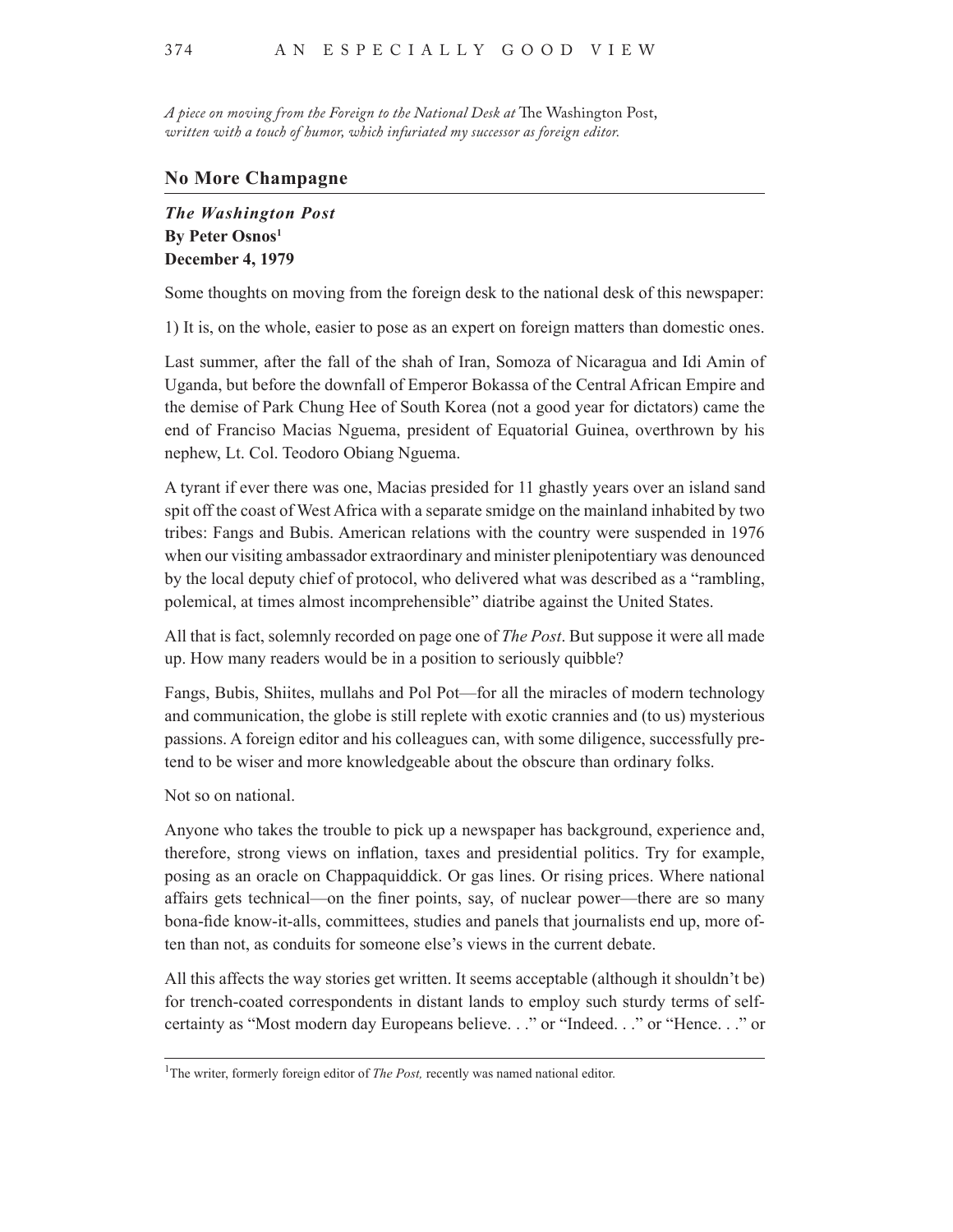*A piece on moving from the Foreign to the National Desk at* The Washington Post, *written with a touch of humor, which infuriated my successor as foreign editor.*

## No More Champagne

***The Washington Post***
**By Peter Osnos[1]**
**December 4, 1979**

Some thoughts on moving from the foreign desk to the national desk of this newspaper:

1) It is, on the whole, easier to pose as an expert on foreign matters than domestic ones.

Last summer, after the fall of the shah of Iran, Somoza of Nicaragua and Idi Amin of Uganda, but before the downfall of Emperor Bokassa of the Central African Empire and the demise of Park Chung Hee of South Korea (not a good year for dictators) came the end of Franciso Macias Nguema, president of Equatorial Guinea, overthrown by his nephew, Lt. Col. Teodoro Obiang Nguema.

A tyrant if ever there was one, Macias presided for 11 ghastly years over an island sand spit off the coast of West Africa with a separate smidge on the mainland inhabited by two tribes: Fangs and Bubis. American relations with the country were suspended in 1976 when our visiting ambassador extraordinary and minister plenipotentiary was denounced by the local deputy chief of protocol, who delivered what was described as a "rambling, polemical, at times almost incomprehensible" diatribe against the United States.

All that is fact, solemnly recorded on page one of *The Post*. But suppose it were all made up. How many readers would be in a position to seriously quibble?

Fangs, Bubis, Shiites, mullahs and Pol Pot—for all the miracles of modern technology and communication, the globe is still replete with exotic crannies and (to us) mysterious passions. A foreign editor and his colleagues can, with some diligence, successfully pretend to be wiser and more knowledgeable about the obscure than ordinary folks.

Not so on national.

Anyone who takes the trouble to pick up a newspaper has background, experience and, therefore, strong views on inflation, taxes and presidential politics. Try for example, posing as an oracle on Chappaquiddick. Or gas lines. Or rising prices. Where national affairs gets technical—on the finer points, say, of nuclear power—there are so many bona-fide know-it-alls, committees, studies and panels that journalists end up, more often than not, as conduits for someone else's views in the current debate.

All this affects the way stories get written. It seems acceptable (although it shouldn't be) for trench-coated correspondents in distant lands to employ such sturdy terms of self-certainty as "Most modern day Europeans believe. . ." or "Indeed. . ." or "Hence. . ." or

---

[1]The writer, formerly foreign editor of *The Post,* recently was named national editor.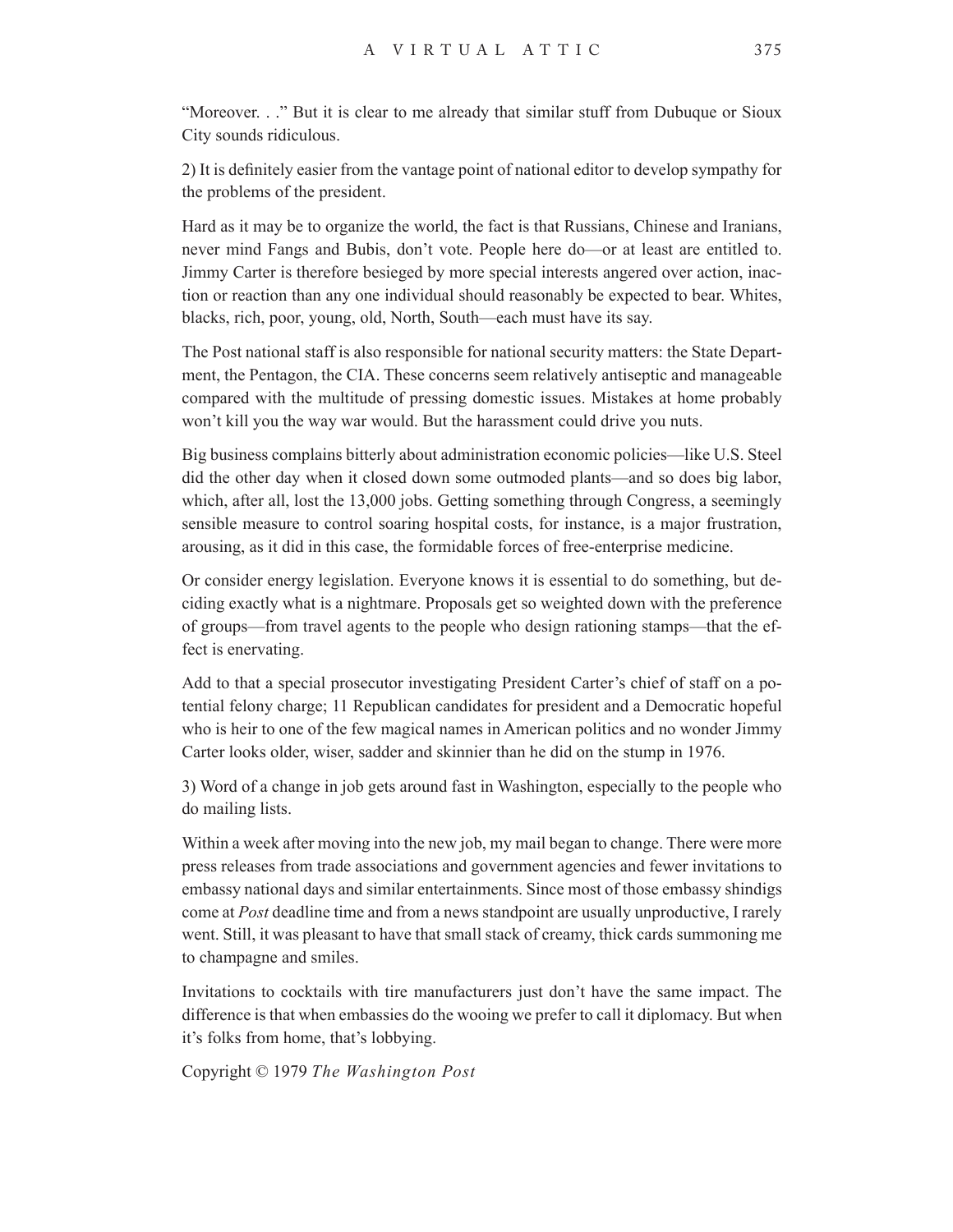"Moreover. . ." But it is clear to me already that similar stuff from Dubuque or Sioux City sounds ridiculous.

2) It is definitely easier from the vantage point of national editor to develop sympathy for the problems of the president.

Hard as it may be to organize the world, the fact is that Russians, Chinese and Iranians, never mind Fangs and Bubis, don't vote. People here do—or at least are entitled to. Jimmy Carter is therefore besieged by more special interests angered over action, inaction or reaction than any one individual should reasonably be expected to bear. Whites, blacks, rich, poor, young, old, North, South—each must have its say.

The Post national staff is also responsible for national security matters: the State Department, the Pentagon, the CIA. These concerns seem relatively antiseptic and manageable compared with the multitude of pressing domestic issues. Mistakes at home probably won't kill you the way war would. But the harassment could drive you nuts.

Big business complains bitterly about administration economic policies—like U.S. Steel did the other day when it closed down some outmoded plants—and so does big labor, which, after all, lost the 13,000 jobs. Getting something through Congress, a seemingly sensible measure to control soaring hospital costs, for instance, is a major frustration, arousing, as it did in this case, the formidable forces of free-enterprise medicine.

Or consider energy legislation. Everyone knows it is essential to do something, but deciding exactly what is a nightmare. Proposals get so weighted down with the preference of groups—from travel agents to the people who design rationing stamps—that the effect is enervating.

Add to that a special prosecutor investigating President Carter's chief of staff on a potential felony charge; 11 Republican candidates for president and a Democratic hopeful who is heir to one of the few magical names in American politics and no wonder Jimmy Carter looks older, wiser, sadder and skinnier than he did on the stump in 1976.

3) Word of a change in job gets around fast in Washington, especially to the people who do mailing lists.

Within a week after moving into the new job, my mail began to change. There were more press releases from trade associations and government agencies and fewer invitations to embassy national days and similar entertainments. Since most of those embassy shindigs come at *Post* deadline time and from a news standpoint are usually unproductive, I rarely went. Still, it was pleasant to have that small stack of creamy, thick cards summoning me to champagne and smiles.

Invitations to cocktails with tire manufacturers just don't have the same impact. The difference is that when embassies do the wooing we prefer to call it diplomacy. But when it's folks from home, that's lobbying.

Copyright © 1979 *The Washington Post*